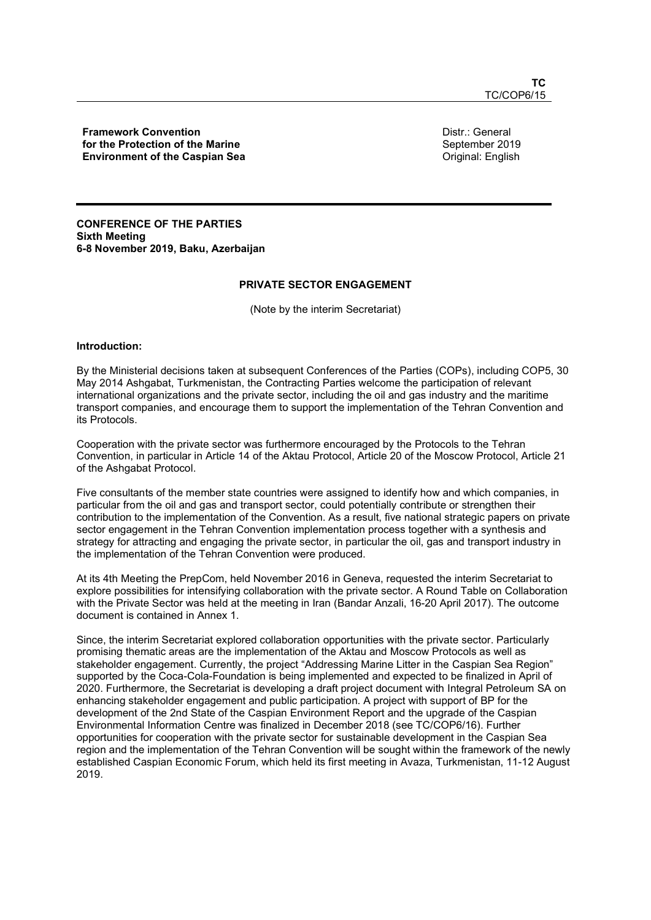**TC**
TC/COP6/15

**Framework Convention for the Protection of the Marine Environment of the Caspian Sea**

Distr.: General
September 2019
Original: English

**CONFERENCE OF THE PARTIES**
**Sixth Meeting**
**6-8 November 2019, Baku, Azerbaijan**

## PRIVATE SECTOR ENGAGEMENT

(Note by the interim Secretariat)

### Introduction:

By the Ministerial decisions taken at subsequent Conferences of the Parties (COPs), including COP5, 30 May 2014 Ashgabat, Turkmenistan, the Contracting Parties welcome the participation of relevant international organizations and the private sector, including the oil and gas industry and the maritime transport companies, and encourage them to support the implementation of the Tehran Convention and its Protocols.

Cooperation with the private sector was furthermore encouraged by the Protocols to the Tehran Convention, in particular in Article 14 of the Aktau Protocol, Article 20 of the Moscow Protocol, Article 21 of the Ashgabat Protocol.

Five consultants of the member state countries were assigned to identify how and which companies, in particular from the oil and gas and transport sector, could potentially contribute or strengthen their contribution to the implementation of the Convention. As a result, five national strategic papers on private sector engagement in the Tehran Convention implementation process together with a synthesis and strategy for attracting and engaging the private sector, in particular the oil, gas and transport industry in the implementation of the Tehran Convention were produced.

At its 4th Meeting the PrepCom, held November 2016 in Geneva, requested the interim Secretariat to explore possibilities for intensifying collaboration with the private sector. A Round Table on Collaboration with the Private Sector was held at the meeting in Iran (Bandar Anzali, 16-20 April 2017). The outcome document is contained in Annex 1.

Since, the interim Secretariat explored collaboration opportunities with the private sector. Particularly promising thematic areas are the implementation of the Aktau and Moscow Protocols as well as stakeholder engagement. Currently, the project "Addressing Marine Litter in the Caspian Sea Region" supported by the Coca-Cola-Foundation is being implemented and expected to be finalized in April of 2020. Furthermore, the Secretariat is developing a draft project document with Integral Petroleum SA on enhancing stakeholder engagement and public participation. A project with support of BP for the development of the 2nd State of the Caspian Environment Report and the upgrade of the Caspian Environmental Information Centre was finalized in December 2018 (see TC/COP6/16). Further opportunities for cooperation with the private sector for sustainable development in the Caspian Sea region and the implementation of the Tehran Convention will be sought within the framework of the newly established Caspian Economic Forum, which held its first meeting in Avaza, Turkmenistan, 11-12 August 2019.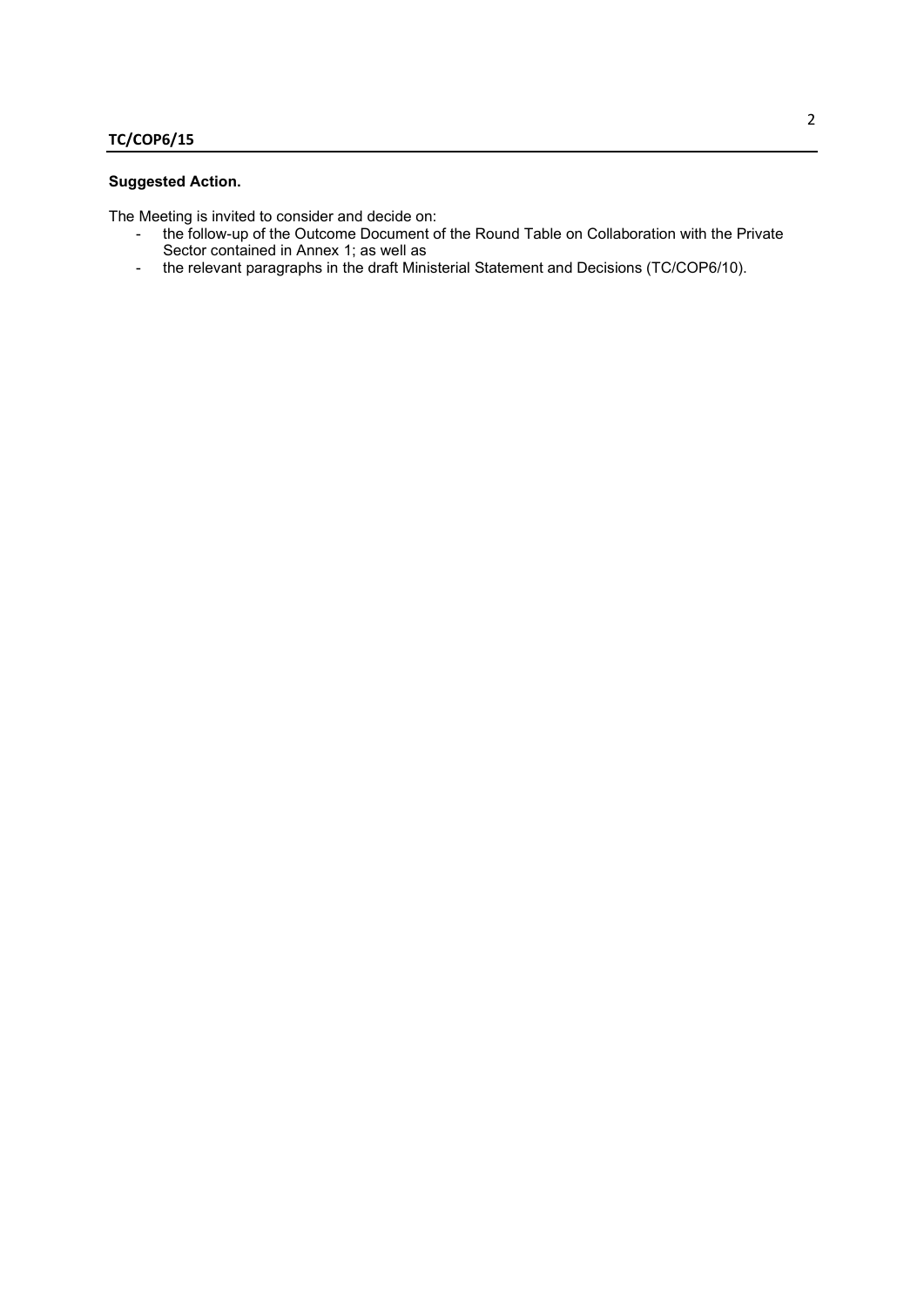**Suggested Action.**

The Meeting is invited to consider and decide on:

- the follow-up of the Outcome Document of the Round Table on Collaboration with the Private Sector contained in Annex 1; as well as
- the relevant paragraphs in the draft Ministerial Statement and Decisions (TC/COP6/10).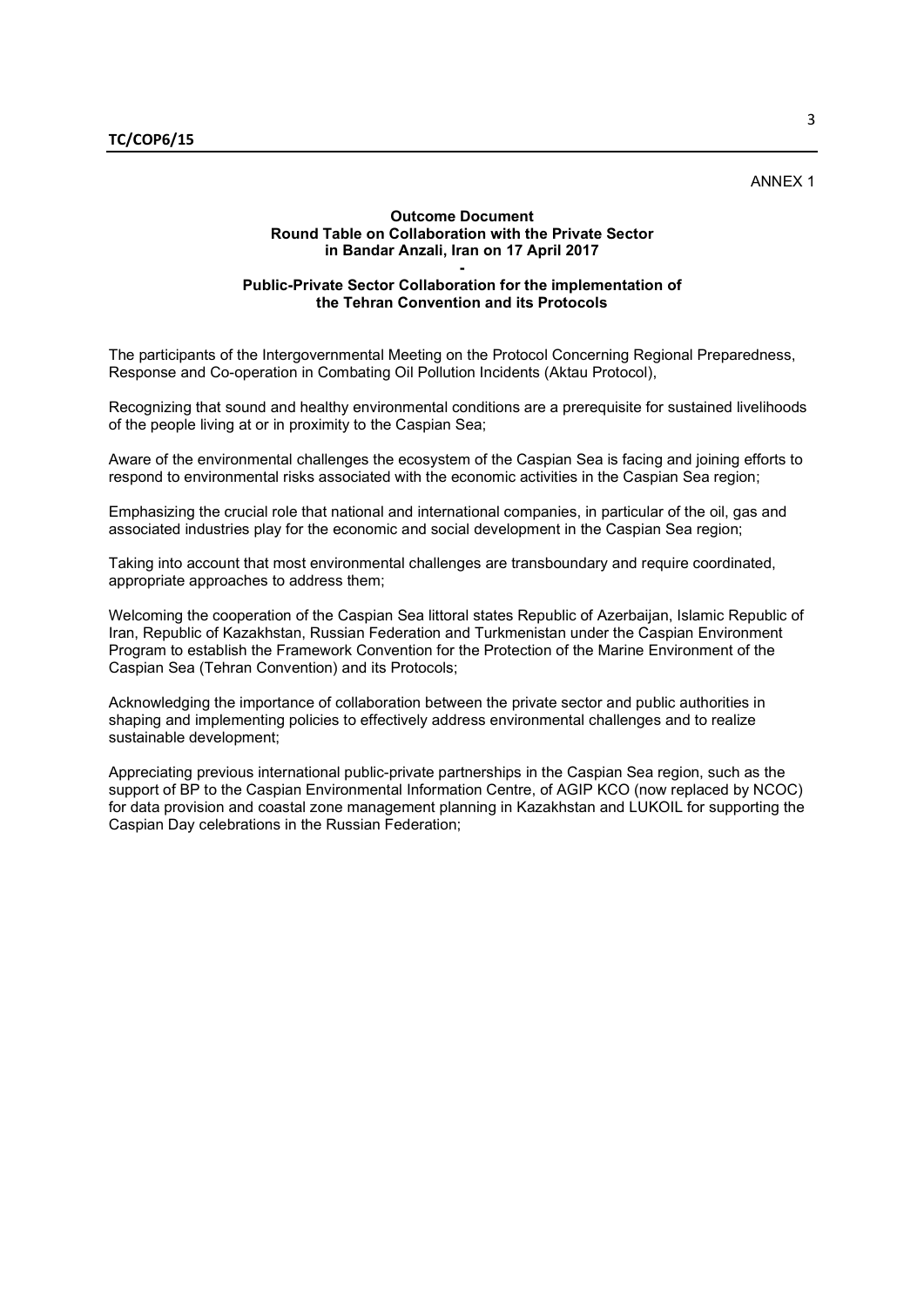ANNEX 1

**Outcome Document**
**Round Table on Collaboration with the Private Sector**
**in Bandar Anzali, Iran on 17 April 2017**
**-**
**Public-Private Sector Collaboration for the implementation of the Tehran Convention and its Protocols**

The participants of the Intergovernmental Meeting on the Protocol Concerning Regional Preparedness, Response and Co-operation in Combating Oil Pollution Incidents (Aktau Protocol),

Recognizing that sound and healthy environmental conditions are a prerequisite for sustained livelihoods of the people living at or in proximity to the Caspian Sea;

Aware of the environmental challenges the ecosystem of the Caspian Sea is facing and joining efforts to respond to environmental risks associated with the economic activities in the Caspian Sea region;

Emphasizing the crucial role that national and international companies, in particular of the oil, gas and associated industries play for the economic and social development in the Caspian Sea region;

Taking into account that most environmental challenges are transboundary and require coordinated, appropriate approaches to address them;

Welcoming the cooperation of the Caspian Sea littoral states Republic of Azerbaijan, Islamic Republic of Iran, Republic of Kazakhstan, Russian Federation and Turkmenistan under the Caspian Environment Program to establish the Framework Convention for the Protection of the Marine Environment of the Caspian Sea (Tehran Convention) and its Protocols;

Acknowledging the importance of collaboration between the private sector and public authorities in shaping and implementing policies to effectively address environmental challenges and to realize sustainable development;

Appreciating previous international public-private partnerships in the Caspian Sea region, such as the support of BP to the Caspian Environmental Information Centre, of AGIP KCO (now replaced by NCOC) for data provision and coastal zone management planning in Kazakhstan and LUKOIL for supporting the Caspian Day celebrations in the Russian Federation;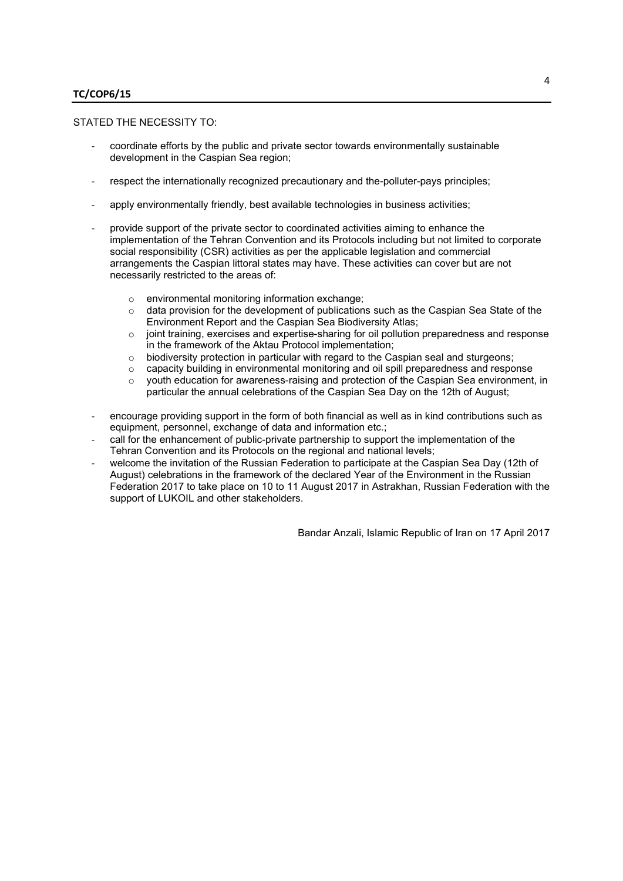STATED THE NECESSITY TO:

- coordinate efforts by the public and private sector towards environmentally sustainable development in the Caspian Sea region;
- respect the internationally recognized precautionary and the-polluter-pays principles;
- apply environmentally friendly, best available technologies in business activities;
- provide support of the private sector to coordinated activities aiming to enhance the implementation of the Tehran Convention and its Protocols including but not limited to corporate social responsibility (CSR) activities as per the applicable legislation and commercial arrangements the Caspian littoral states may have. These activities can cover but are not necessarily restricted to the areas of:
    - environmental monitoring information exchange;
    - data provision for the development of publications such as the Caspian Sea State of the Environment Report and the Caspian Sea Biodiversity Atlas;
    - joint training, exercises and expertise-sharing for oil pollution preparedness and response in the framework of the Aktau Protocol implementation;
    - biodiversity protection in particular with regard to the Caspian seal and sturgeons;
    - capacity building in environmental monitoring and oil spill preparedness and response
    - youth education for awareness-raising and protection of the Caspian Sea environment, in particular the annual celebrations of the Caspian Sea Day on the 12th of August;
- encourage providing support in the form of both financial as well as in kind contributions such as equipment, personnel, exchange of data and information etc.;
- call for the enhancement of public-private partnership to support the implementation of the Tehran Convention and its Protocols on the regional and national levels;
- welcome the invitation of the Russian Federation to participate at the Caspian Sea Day (12th of August) celebrations in the framework of the declared Year of the Environment in the Russian Federation 2017 to take place on 10 to 11 August 2017 in Astrakhan, Russian Federation with the support of LUKOIL and other stakeholders.

Bandar Anzali, Islamic Republic of Iran on 17 April 2017